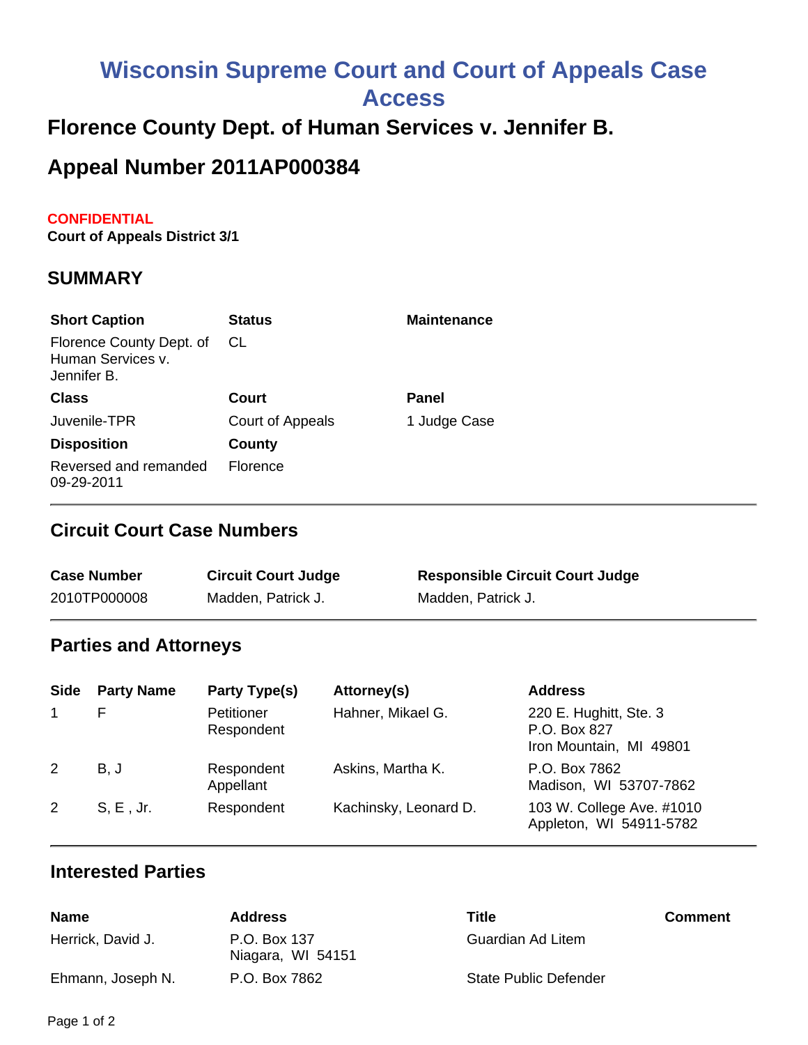# Wisconsin Supreme Court and Court of Appeals Case Access

## Florence County Dept. of Human Services v. Jennifer B.

## Appeal Number 2011AP000384

CONFIDENTIAL

**Court of Appeals District 3/1**

## SUMMARY

| Short Caption | Status | Maintenance |
|---|---|---|
| Florence County Dept. of Human Services v. Jennifer B. | CL | |
| **Class** | **Court** | **Panel** |
| Juvenile-TPR | Court of Appeals | 1 Judge Case |
| **Disposition** | **County** | |
| Reversed and remanded 09-29-2011 | Florence | |

## Circuit Court Case Numbers

| Case Number | Circuit Court Judge | Responsible Circuit Court Judge |
|---|---|---|
| 2010TP000008 | Madden, Patrick J. | Madden, Patrick J. |

## Parties and Attorneys

| Side | Party Name | Party Type(s) | Attorney(s) | Address |
|---|---|---|---|---|
| 1 | F | Petitioner Respondent | Hahner, Mikael G. | 220 E. Hughitt, Ste. 3<br>P.O. Box 827<br>Iron Mountain, MI 49801 |
| 2 | B, J | Respondent Appellant | Askins, Martha K. | P.O. Box 7862<br>Madison, WI 53707-7862 |
| 2 | S, E , Jr. | Respondent | Kachinsky, Leonard D. | 103 W. College Ave. #1010<br>Appleton, WI 54911-5782 |

## Interested Parties

| Name | Address | Title | Comment |
|---|---|---|---|
| Herrick, David J. | P.O. Box 137<br>Niagara, WI 54151 | Guardian Ad Litem | |
| Ehmann, Joseph N. | P.O. Box 7862 | State Public Defender | |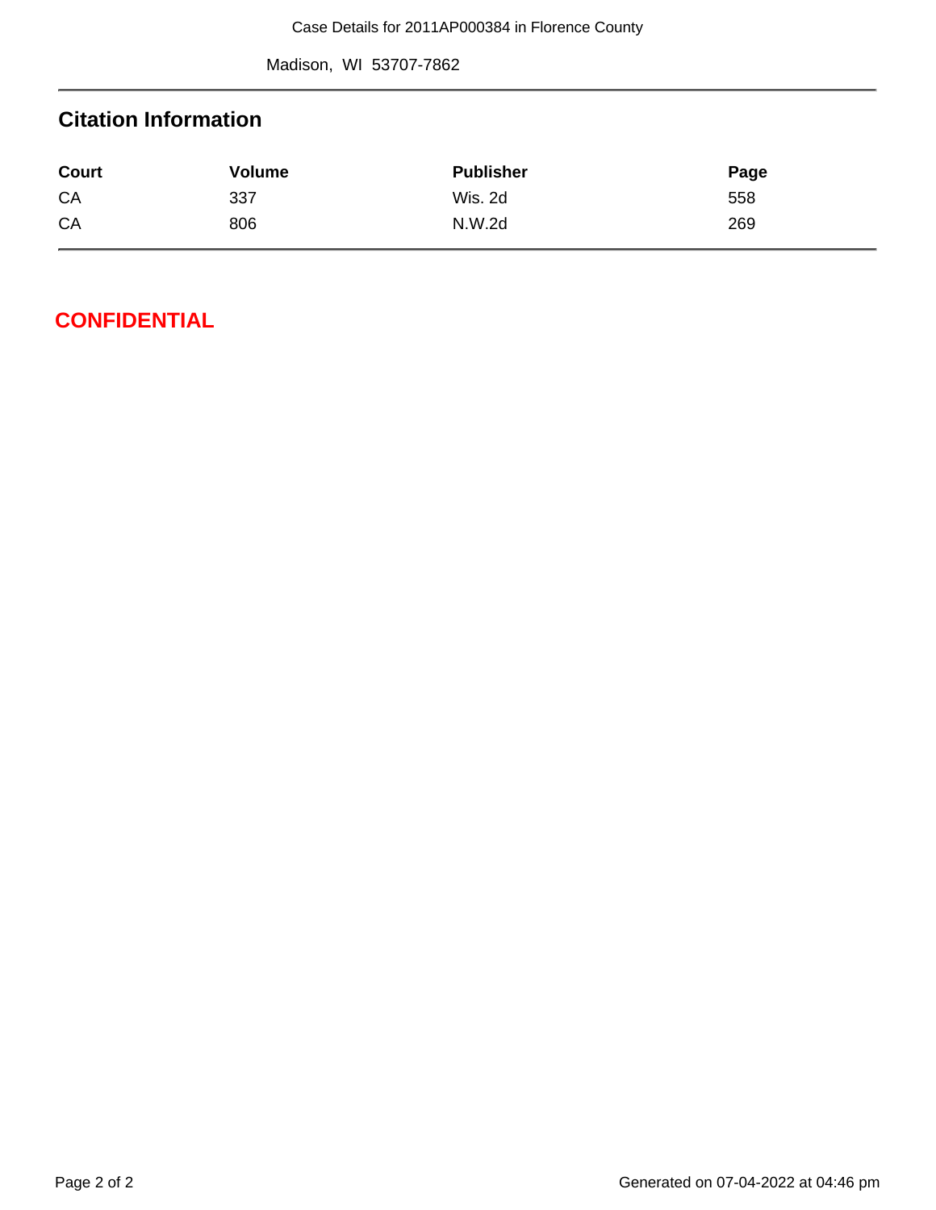Madison, WI 53707-7862

## Citation Information

| Court | Volume | Publisher | Page |
|---|---|---|---|
| CA | 337 | Wis. 2d | 558 |
| CA | 806 | N.W.2d | 269 |

**CONFIDENTIAL**